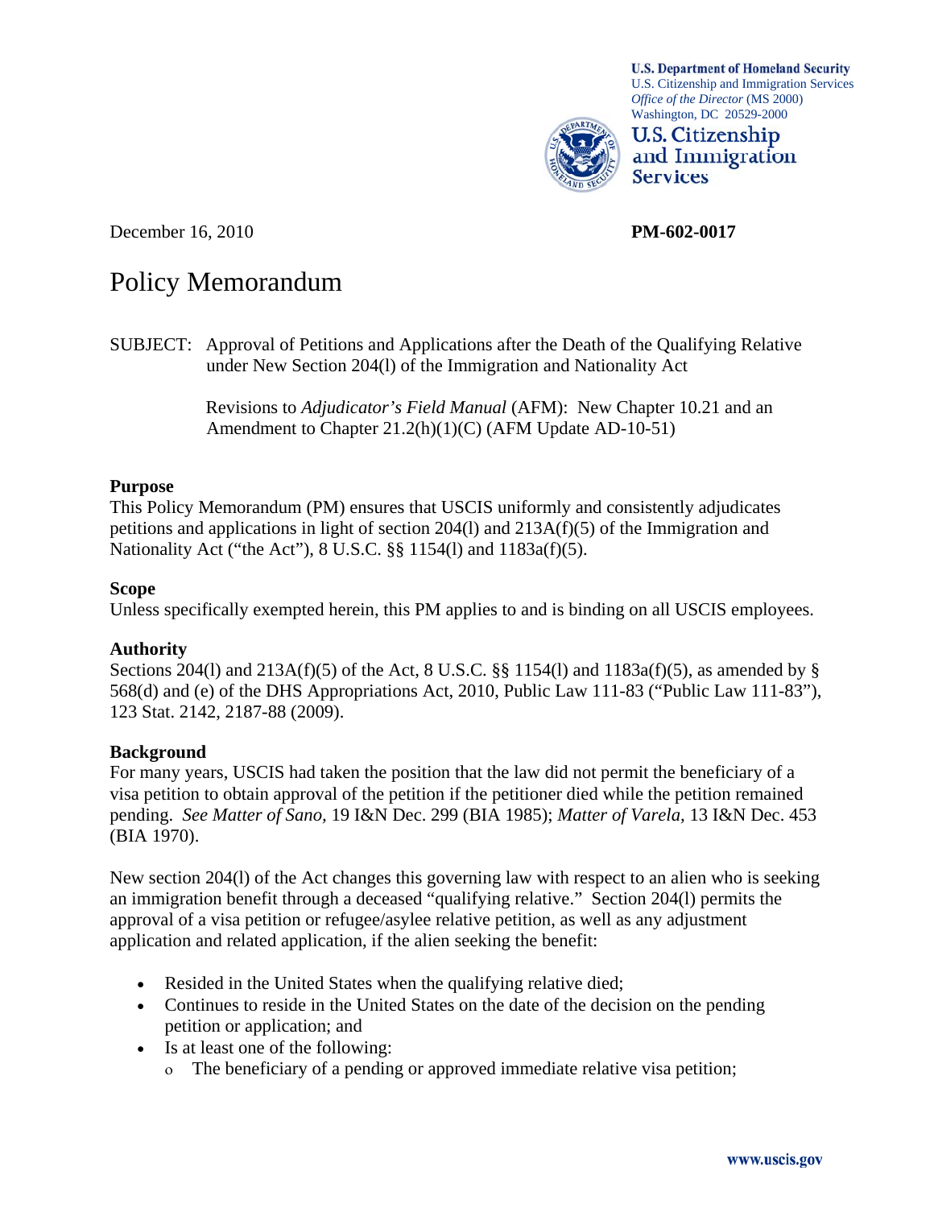U.S. Department of Homeland Security
U.S. Citizenship and Immigration Services
*Office of the Director* (MS 2000)
Washington, DC 20529-2000

**U.S. Citizenship and Immigration Services**

December 16, 2010 **PM-602-0017**

# Policy Memorandum

SUBJECT: Approval of Petitions and Applications after the Death of the Qualifying Relative under New Section 204(l) of the Immigration and Nationality Act

Revisions to *Adjudicator's Field Manual* (AFM): New Chapter 10.21 and an Amendment to Chapter 21.2(h)(1)(C) (AFM Update AD-10-51)

### Purpose

This Policy Memorandum (PM) ensures that USCIS uniformly and consistently adjudicates petitions and applications in light of section 204(l) and 213A(f)(5) of the Immigration and Nationality Act ("the Act"), 8 U.S.C. §§ 1154(l) and 1183a(f)(5).

### Scope

Unless specifically exempted herein, this PM applies to and is binding on all USCIS employees.

### Authority

Sections 204(l) and 213A(f)(5) of the Act, 8 U.S.C. §§ 1154(l) and 1183a(f)(5), as amended by § 568(d) and (e) of the DHS Appropriations Act, 2010, Public Law 111-83 ("Public Law 111-83"), 123 Stat. 2142, 2187-88 (2009).

### Background

For many years, USCIS had taken the position that the law did not permit the beneficiary of a visa petition to obtain approval of the petition if the petitioner died while the petition remained pending. *See Matter of Sano,* 19 I&N Dec. 299 (BIA 1985); *Matter of Varela,* 13 I&N Dec. 453 (BIA 1970).

New section 204(l) of the Act changes this governing law with respect to an alien who is seeking an immigration benefit through a deceased "qualifying relative." Section 204(l) permits the approval of a visa petition or refugee/asylee relative petition, as well as any adjustment application and related application, if the alien seeking the benefit:

- Resided in the United States when the qualifying relative died;
- Continues to reside in the United States on the date of the decision on the pending petition or application; and
- Is at least one of the following:
  - The beneficiary of a pending or approved immediate relative visa petition;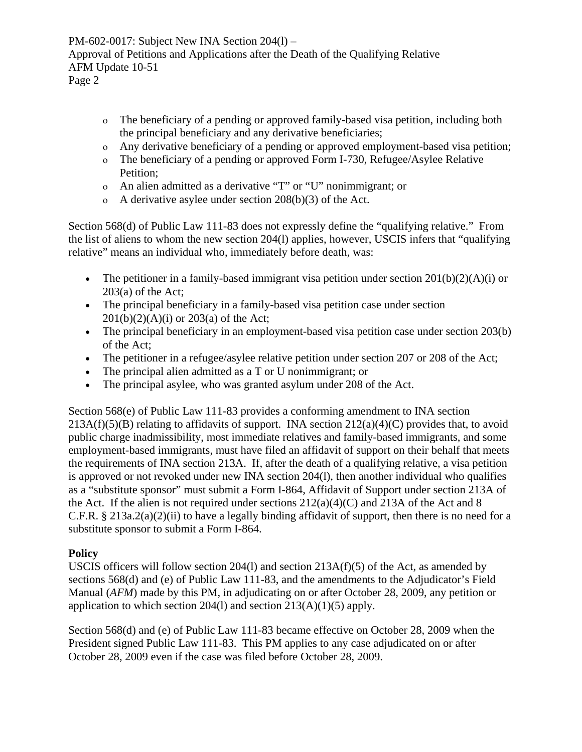- The beneficiary of a pending or approved family-based visa petition, including both the principal beneficiary and any derivative beneficiaries;
- Any derivative beneficiary of a pending or approved employment-based visa petition;
- The beneficiary of a pending or approved Form I-730, Refugee/Asylee Relative Petition;
- An alien admitted as a derivative "T" or "U" nonimmigrant; or
- A derivative asylee under section 208(b)(3) of the Act.

Section 568(d) of Public Law 111-83 does not expressly define the "qualifying relative." From the list of aliens to whom the new section 204(l) applies, however, USCIS infers that "qualifying relative" means an individual who, immediately before death, was:

- The petitioner in a family-based immigrant visa petition under section 201(b)(2)(A)(i) or 203(a) of the Act;
- The principal beneficiary in a family-based visa petition case under section 201(b)(2)(A)(i) or 203(a) of the Act;
- The principal beneficiary in an employment-based visa petition case under section 203(b) of the Act;
- The petitioner in a refugee/asylee relative petition under section 207 or 208 of the Act;
- The principal alien admitted as a T or U nonimmigrant; or
- The principal asylee, who was granted asylum under 208 of the Act.

Section 568(e) of Public Law 111-83 provides a conforming amendment to INA section 213A(f)(5)(B) relating to affidavits of support. INA section 212(a)(4)(C) provides that, to avoid public charge inadmissibility, most immediate relatives and family-based immigrants, and some employment-based immigrants, must have filed an affidavit of support on their behalf that meets the requirements of INA section 213A. If, after the death of a qualifying relative, a visa petition is approved or not revoked under new INA section 204(l), then another individual who qualifies as a "substitute sponsor" must submit a Form I-864, Affidavit of Support under section 213A of the Act. If the alien is not required under sections 212(a)(4)(C) and 213A of the Act and 8 C.F.R. § 213a.2(a)(2)(ii) to have a legally binding affidavit of support, then there is no need for a substitute sponsor to submit a Form I-864.

**Policy**

USCIS officers will follow section 204(l) and section 213A(f)(5) of the Act, as amended by sections 568(d) and (e) of Public Law 111-83, and the amendments to the Adjudicator's Field Manual (*AFM*) made by this PM, in adjudicating on or after October 28, 2009, any petition or application to which section 204(l) and section 213(A)(1)(5) apply.

Section 568(d) and (e) of Public Law 111-83 became effective on October 28, 2009 when the President signed Public Law 111-83. This PM applies to any case adjudicated on or after October 28, 2009 even if the case was filed before October 28, 2009.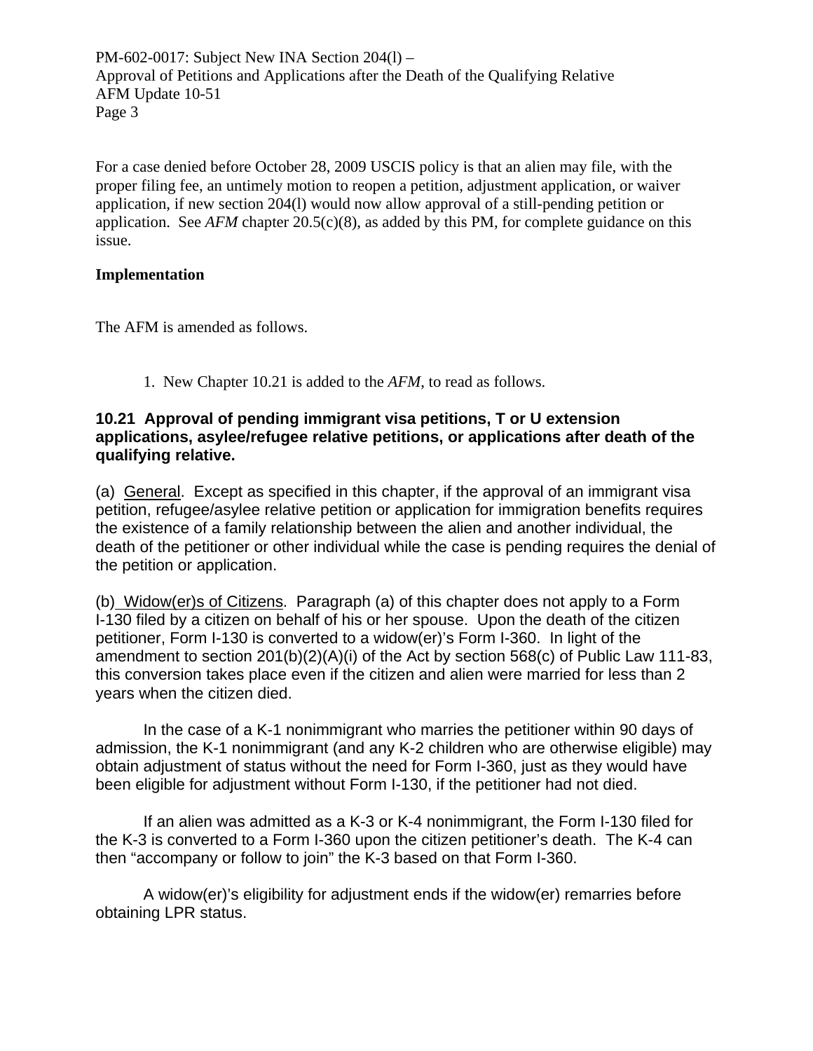For a case denied before October 28, 2009 USCIS policy is that an alien may file, with the proper filing fee, an untimely motion to reopen a petition, adjustment application, or waiver application, if new section 204(l) would now allow approval of a still-pending petition or application. See *AFM* chapter 20.5(c)(8), as added by this PM, for complete guidance on this issue.

**Implementation**

The AFM is amended as follows.

1. New Chapter 10.21 is added to the *AFM*, to read as follows.

### 10.21 Approval of pending immigrant visa petitions, T or U extension applications, asylee/refugee relative petitions, or applications after death of the qualifying relative.

(a) General. Except as specified in this chapter, if the approval of an immigrant visa petition, refugee/asylee relative petition or application for immigration benefits requires the existence of a family relationship between the alien and another individual, the death of the petitioner or other individual while the case is pending requires the denial of the petition or application.

(b) Widow(er)s of Citizens. Paragraph (a) of this chapter does not apply to a Form I-130 filed by a citizen on behalf of his or her spouse. Upon the death of the citizen petitioner, Form I-130 is converted to a widow(er)'s Form I-360. In light of the amendment to section 201(b)(2)(A)(i) of the Act by section 568(c) of Public Law 111-83, this conversion takes place even if the citizen and alien were married for less than 2 years when the citizen died.

In the case of a K-1 nonimmigrant who marries the petitioner within 90 days of admission, the K-1 nonimmigrant (and any K-2 children who are otherwise eligible) may obtain adjustment of status without the need for Form I-360, just as they would have been eligible for adjustment without Form I-130, if the petitioner had not died.

If an alien was admitted as a K-3 or K-4 nonimmigrant, the Form I-130 filed for the K-3 is converted to a Form I-360 upon the citizen petitioner's death. The K-4 can then "accompany or follow to join" the K-3 based on that Form I-360.

A widow(er)'s eligibility for adjustment ends if the widow(er) remarries before obtaining LPR status.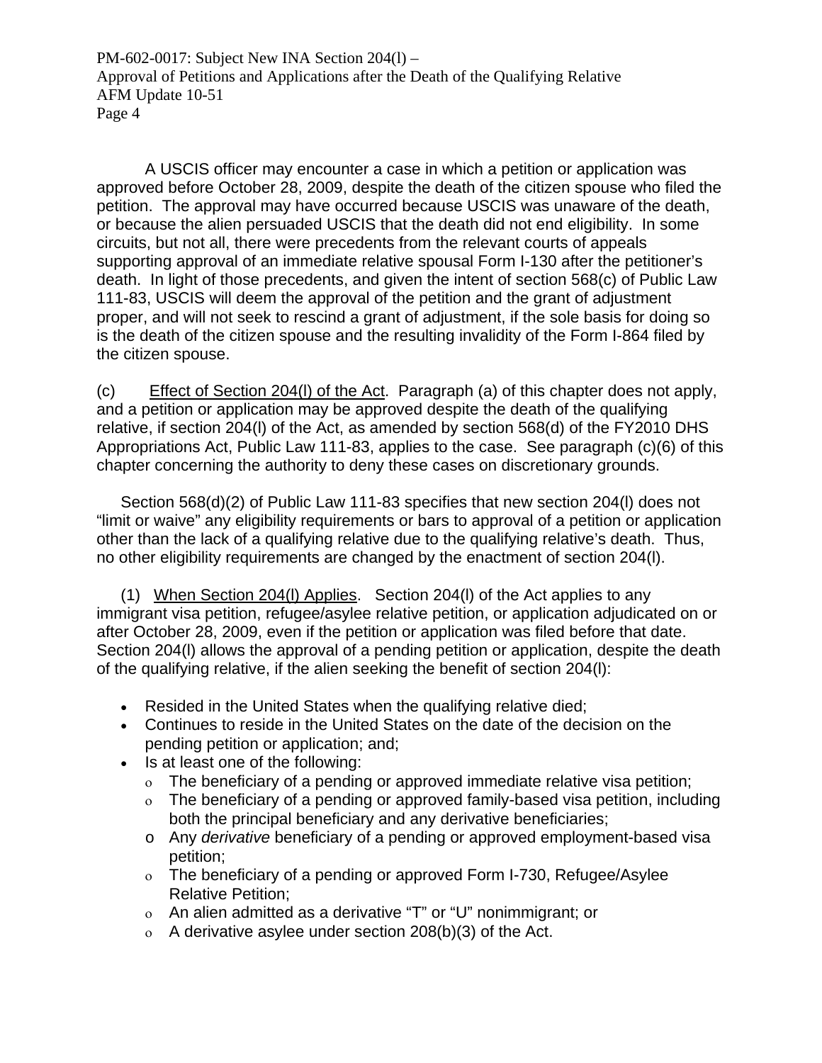A USCIS officer may encounter a case in which a petition or application was approved before October 28, 2009, despite the death of the citizen spouse who filed the petition. The approval may have occurred because USCIS was unaware of the death, or because the alien persuaded USCIS that the death did not end eligibility. In some circuits, but not all, there were precedents from the relevant courts of appeals supporting approval of an immediate relative spousal Form I-130 after the petitioner's death. In light of those precedents, and given the intent of section 568(c) of Public Law 111-83, USCIS will deem the approval of the petition and the grant of adjustment proper, and will not seek to rescind a grant of adjustment, if the sole basis for doing so is the death of the citizen spouse and the resulting invalidity of the Form I-864 filed by the citizen spouse.

(c) Effect of Section 204(l) of the Act. Paragraph (a) of this chapter does not apply, and a petition or application may be approved despite the death of the qualifying relative, if section 204(l) of the Act, as amended by section 568(d) of the FY2010 DHS Appropriations Act, Public Law 111-83, applies to the case. See paragraph (c)(6) of this chapter concerning the authority to deny these cases on discretionary grounds.

Section 568(d)(2) of Public Law 111-83 specifies that new section 204(l) does not "limit or waive" any eligibility requirements or bars to approval of a petition or application other than the lack of a qualifying relative due to the qualifying relative's death. Thus, no other eligibility requirements are changed by the enactment of section 204(l).

(1) When Section 204(l) Applies. Section 204(l) of the Act applies to any immigrant visa petition, refugee/asylee relative petition, or application adjudicated on or after October 28, 2009, even if the petition or application was filed before that date. Section 204(l) allows the approval of a pending petition or application, despite the death of the qualifying relative, if the alien seeking the benefit of section 204(l):

- Resided in the United States when the qualifying relative died;
- Continues to reside in the United States on the date of the decision on the pending petition or application; and;
- Is at least one of the following:
  - The beneficiary of a pending or approved immediate relative visa petition;
  - The beneficiary of a pending or approved family-based visa petition, including both the principal beneficiary and any derivative beneficiaries;
  - Any *derivative* beneficiary of a pending or approved employment-based visa petition;
  - The beneficiary of a pending or approved Form I-730, Refugee/Asylee Relative Petition;
  - An alien admitted as a derivative "T" or "U" nonimmigrant; or
  - A derivative asylee under section 208(b)(3) of the Act.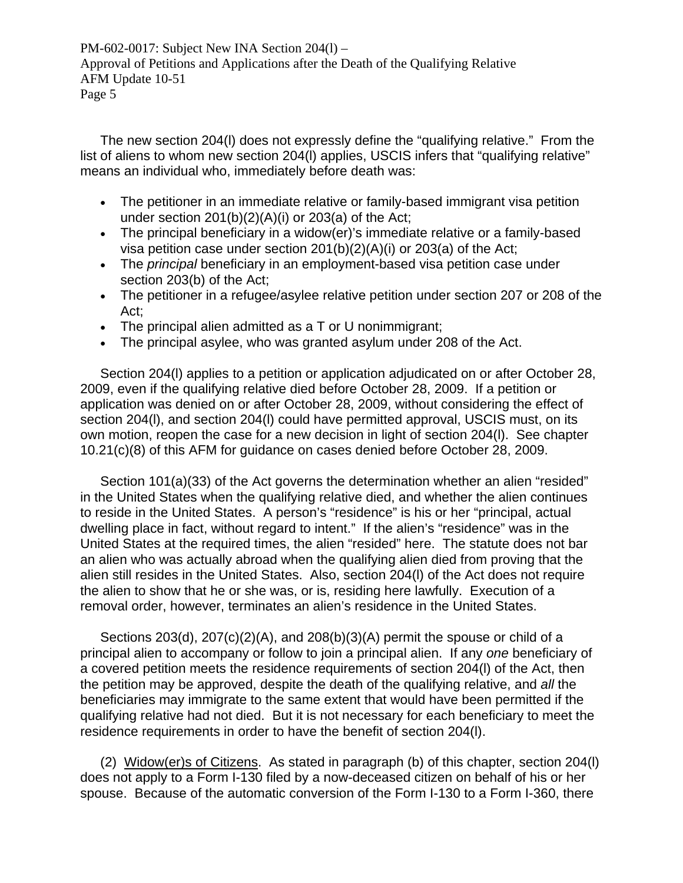The new section 204(l) does not expressly define the "qualifying relative." From the list of aliens to whom new section 204(l) applies, USCIS infers that "qualifying relative" means an individual who, immediately before death was:

- The petitioner in an immediate relative or family-based immigrant visa petition under section 201(b)(2)(A)(i) or 203(a) of the Act;
- The principal beneficiary in a widow(er)'s immediate relative or a family-based visa petition case under section 201(b)(2)(A)(i) or 203(a) of the Act;
- The *principal* beneficiary in an employment-based visa petition case under section 203(b) of the Act;
- The petitioner in a refugee/asylee relative petition under section 207 or 208 of the Act;
- The principal alien admitted as a T or U nonimmigrant;
- The principal asylee, who was granted asylum under 208 of the Act.

Section 204(l) applies to a petition or application adjudicated on or after October 28, 2009, even if the qualifying relative died before October 28, 2009. If a petition or application was denied on or after October 28, 2009, without considering the effect of section 204(l), and section 204(l) could have permitted approval, USCIS must, on its own motion, reopen the case for a new decision in light of section 204(l). See chapter 10.21(c)(8) of this AFM for guidance on cases denied before October 28, 2009.

Section 101(a)(33) of the Act governs the determination whether an alien "resided" in the United States when the qualifying relative died, and whether the alien continues to reside in the United States. A person's "residence" is his or her "principal, actual dwelling place in fact, without regard to intent." If the alien's "residence" was in the United States at the required times, the alien "resided" here. The statute does not bar an alien who was actually abroad when the qualifying alien died from proving that the alien still resides in the United States. Also, section 204(l) of the Act does not require the alien to show that he or she was, or is, residing here lawfully. Execution of a removal order, however, terminates an alien's residence in the United States.

Sections 203(d), 207(c)(2)(A), and 208(b)(3)(A) permit the spouse or child of a principal alien to accompany or follow to join a principal alien. If any *one* beneficiary of a covered petition meets the residence requirements of section 204(l) of the Act, then the petition may be approved, despite the death of the qualifying relative, and *all* the beneficiaries may immigrate to the same extent that would have been permitted if the qualifying relative had not died. But it is not necessary for each beneficiary to meet the residence requirements in order to have the benefit of section 204(l).

(2) Widow(er)s of Citizens. As stated in paragraph (b) of this chapter, section 204(l) does not apply to a Form I-130 filed by a now-deceased citizen on behalf of his or her spouse. Because of the automatic conversion of the Form I-130 to a Form I-360, there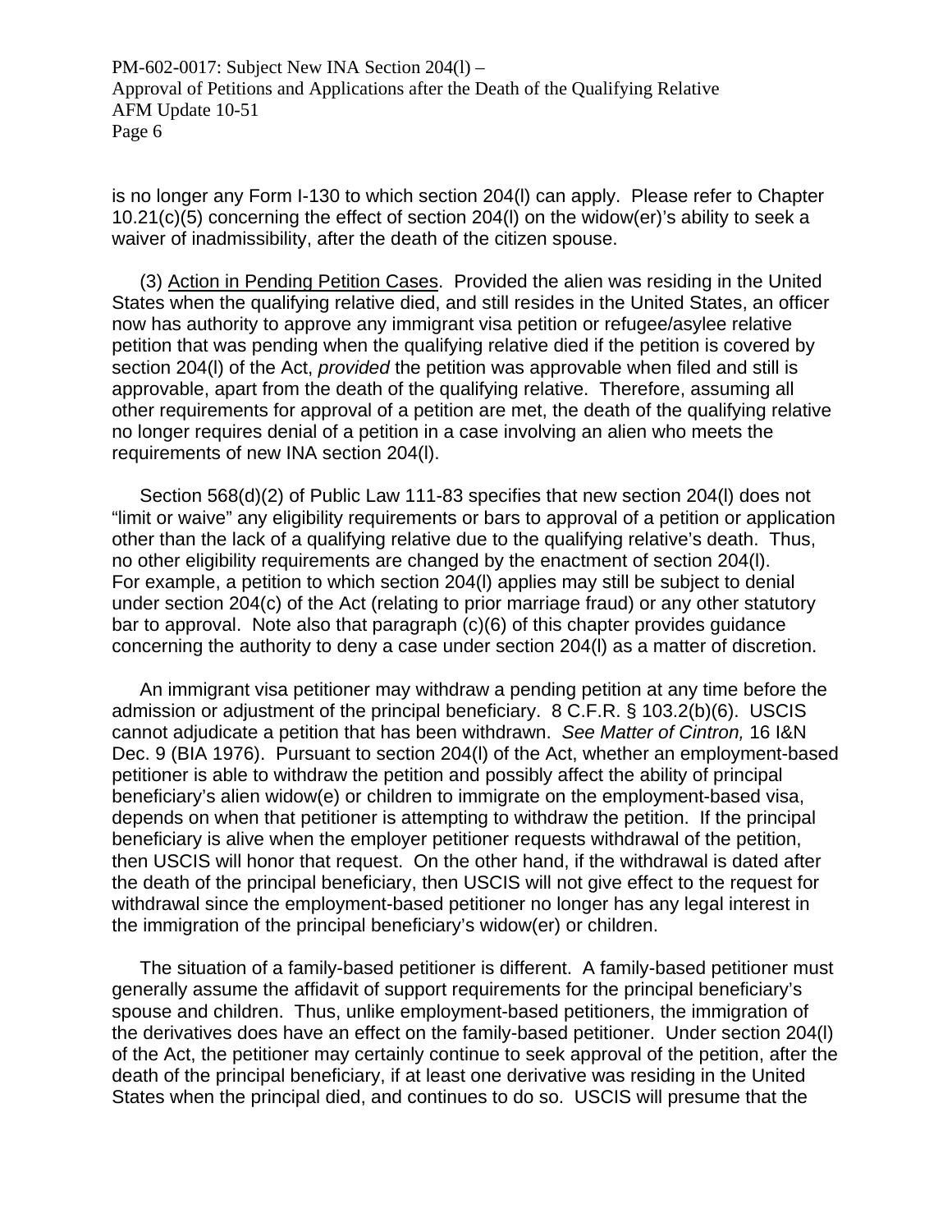is no longer any Form I-130 to which section 204(l) can apply. Please refer to Chapter 10.21(c)(5) concerning the effect of section 204(l) on the widow(er)'s ability to seek a waiver of inadmissibility, after the death of the citizen spouse.

(3) Action in Pending Petition Cases. Provided the alien was residing in the United States when the qualifying relative died, and still resides in the United States, an officer now has authority to approve any immigrant visa petition or refugee/asylee relative petition that was pending when the qualifying relative died if the petition is covered by section 204(l) of the Act, *provided* the petition was approvable when filed and still is approvable, apart from the death of the qualifying relative. Therefore, assuming all other requirements for approval of a petition are met, the death of the qualifying relative no longer requires denial of a petition in a case involving an alien who meets the requirements of new INA section 204(l).

Section 568(d)(2) of Public Law 111-83 specifies that new section 204(l) does not "limit or waive" any eligibility requirements or bars to approval of a petition or application other than the lack of a qualifying relative due to the qualifying relative's death. Thus, no other eligibility requirements are changed by the enactment of section 204(l). For example, a petition to which section 204(l) applies may still be subject to denial under section 204(c) of the Act (relating to prior marriage fraud) or any other statutory bar to approval. Note also that paragraph (c)(6) of this chapter provides guidance concerning the authority to deny a case under section 204(l) as a matter of discretion.

An immigrant visa petitioner may withdraw a pending petition at any time before the admission or adjustment of the principal beneficiary. 8 C.F.R. § 103.2(b)(6). USCIS cannot adjudicate a petition that has been withdrawn. *See Matter of Cintron,* 16 I&N Dec. 9 (BIA 1976). Pursuant to section 204(l) of the Act, whether an employment-based petitioner is able to withdraw the petition and possibly affect the ability of principal beneficiary's alien widow(e) or children to immigrate on the employment-based visa, depends on when that petitioner is attempting to withdraw the petition. If the principal beneficiary is alive when the employer petitioner requests withdrawal of the petition, then USCIS will honor that request. On the other hand, if the withdrawal is dated after the death of the principal beneficiary, then USCIS will not give effect to the request for withdrawal since the employment-based petitioner no longer has any legal interest in the immigration of the principal beneficiary's widow(er) or children.

The situation of a family-based petitioner is different. A family-based petitioner must generally assume the affidavit of support requirements for the principal beneficiary's spouse and children. Thus, unlike employment-based petitioners, the immigration of the derivatives does have an effect on the family-based petitioner. Under section 204(l) of the Act, the petitioner may certainly continue to seek approval of the petition, after the death of the principal beneficiary, if at least one derivative was residing in the United States when the principal died, and continues to do so. USCIS will presume that the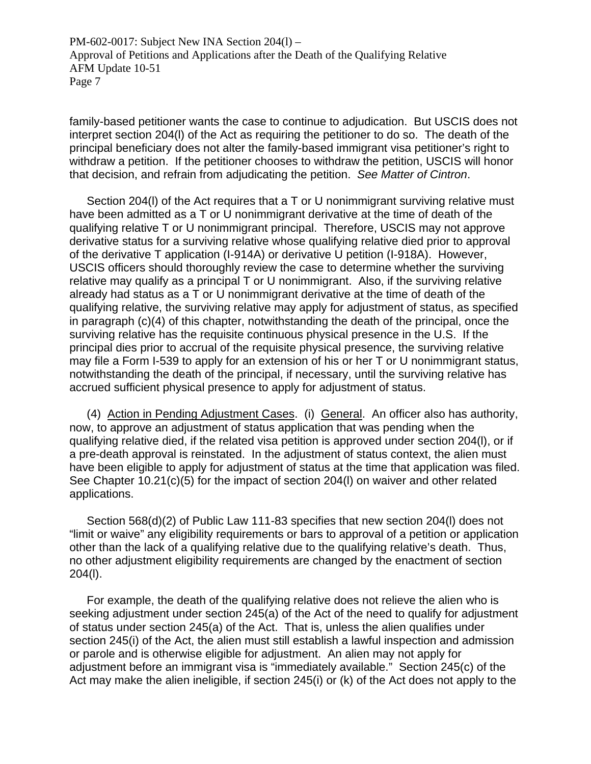family-based petitioner wants the case to continue to adjudication. But USCIS does not interpret section 204(l) of the Act as requiring the petitioner to do so. The death of the principal beneficiary does not alter the family-based immigrant visa petitioner's right to withdraw a petition. If the petitioner chooses to withdraw the petition, USCIS will honor that decision, and refrain from adjudicating the petition. *See Matter of Cintron*.

Section 204(l) of the Act requires that a T or U nonimmigrant surviving relative must have been admitted as a T or U nonimmigrant derivative at the time of death of the qualifying relative T or U nonimmigrant principal. Therefore, USCIS may not approve derivative status for a surviving relative whose qualifying relative died prior to approval of the derivative T application (I-914A) or derivative U petition (I-918A). However, USCIS officers should thoroughly review the case to determine whether the surviving relative may qualify as a principal T or U nonimmigrant. Also, if the surviving relative already had status as a T or U nonimmigrant derivative at the time of death of the qualifying relative, the surviving relative may apply for adjustment of status, as specified in paragraph (c)(4) of this chapter, notwithstanding the death of the principal, once the surviving relative has the requisite continuous physical presence in the U.S. If the principal dies prior to accrual of the requisite physical presence, the surviving relative may file a Form I-539 to apply for an extension of his or her T or U nonimmigrant status, notwithstanding the death of the principal, if necessary, until the surviving relative has accrued sufficient physical presence to apply for adjustment of status.

(4) Action in Pending Adjustment Cases. (i) General. An officer also has authority, now, to approve an adjustment of status application that was pending when the qualifying relative died, if the related visa petition is approved under section 204(l), or if a pre-death approval is reinstated. In the adjustment of status context, the alien must have been eligible to apply for adjustment of status at the time that application was filed. See Chapter 10.21(c)(5) for the impact of section 204(l) on waiver and other related applications.

Section 568(d)(2) of Public Law 111-83 specifies that new section 204(l) does not "limit or waive" any eligibility requirements or bars to approval of a petition or application other than the lack of a qualifying relative due to the qualifying relative's death. Thus, no other adjustment eligibility requirements are changed by the enactment of section 204(l).

For example, the death of the qualifying relative does not relieve the alien who is seeking adjustment under section 245(a) of the Act of the need to qualify for adjustment of status under section 245(a) of the Act. That is, unless the alien qualifies under section 245(i) of the Act, the alien must still establish a lawful inspection and admission or parole and is otherwise eligible for adjustment. An alien may not apply for adjustment before an immigrant visa is "immediately available." Section 245(c) of the Act may make the alien ineligible, if section 245(i) or (k) of the Act does not apply to the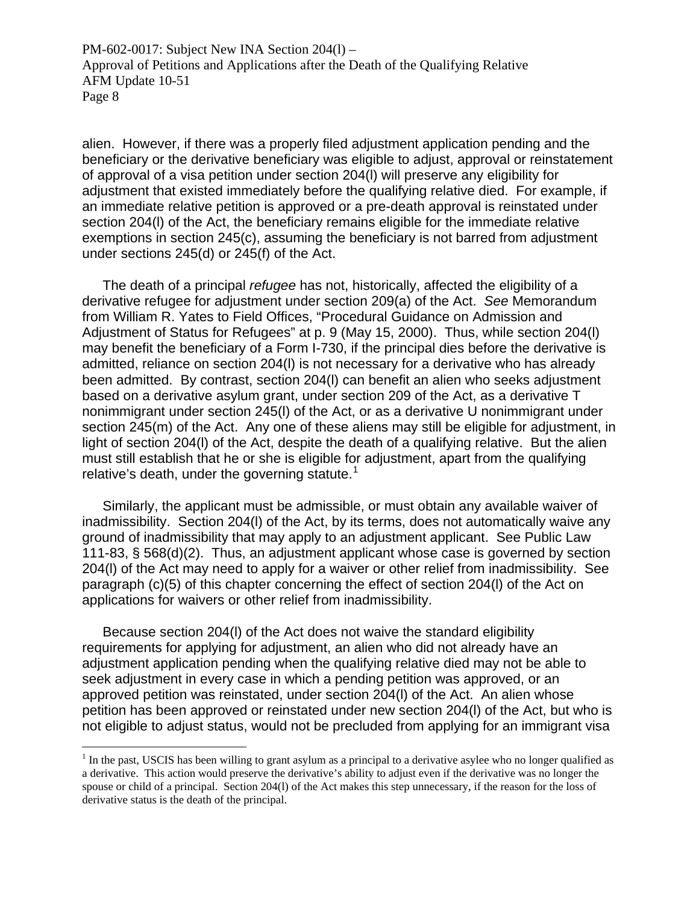alien. However, if there was a properly filed adjustment application pending and the beneficiary or the derivative beneficiary was eligible to adjust, approval or reinstatement of approval of a visa petition under section 204(l) will preserve any eligibility for adjustment that existed immediately before the qualifying relative died. For example, if an immediate relative petition is approved or a pre-death approval is reinstated under section 204(l) of the Act, the beneficiary remains eligible for the immediate relative exemptions in section 245(c), assuming the beneficiary is not barred from adjustment under sections 245(d) or 245(f) of the Act.

The death of a principal *refugee* has not, historically, affected the eligibility of a derivative refugee for adjustment under section 209(a) of the Act. *See* Memorandum from William R. Yates to Field Offices, "Procedural Guidance on Admission and Adjustment of Status for Refugees" at p. 9 (May 15, 2000). Thus, while section 204(l) may benefit the beneficiary of a Form I-730, if the principal dies before the derivative is admitted, reliance on section 204(l) is not necessary for a derivative who has already been admitted. By contrast, section 204(l) can benefit an alien who seeks adjustment based on a derivative asylum grant, under section 209 of the Act, as a derivative T nonimmigrant under section 245(l) of the Act, or as a derivative U nonimmigrant under section 245(m) of the Act. Any one of these aliens may still be eligible for adjustment, in light of section 204(l) of the Act, despite the death of a qualifying relative. But the alien must still establish that he or she is eligible for adjustment, apart from the qualifying relative's death, under the governing statute.[1]

Similarly, the applicant must be admissible, or must obtain any available waiver of inadmissibility. Section 204(l) of the Act, by its terms, does not automatically waive any ground of inadmissibility that may apply to an adjustment applicant. See Public Law 111-83, § 568(d)(2). Thus, an adjustment applicant whose case is governed by section 204(l) of the Act may need to apply for a waiver or other relief from inadmissibility. See paragraph (c)(5) of this chapter concerning the effect of section 204(l) of the Act on applications for waivers or other relief from inadmissibility.

Because section 204(l) of the Act does not waive the standard eligibility requirements for applying for adjustment, an alien who did not already have an adjustment application pending when the qualifying relative died may not be able to seek adjustment in every case in which a pending petition was approved, or an approved petition was reinstated, under section 204(l) of the Act. An alien whose petition has been approved or reinstated under new section 204(l) of the Act, but who is not eligible to adjust status, would not be precluded from applying for an immigrant visa

[1] In the past, USCIS has been willing to grant asylum as a principal to a derivative asylee who no longer qualified as a derivative. This action would preserve the derivative's ability to adjust even if the derivative was no longer the spouse or child of a principal. Section 204(l) of the Act makes this step unnecessary, if the reason for the loss of derivative status is the death of the principal.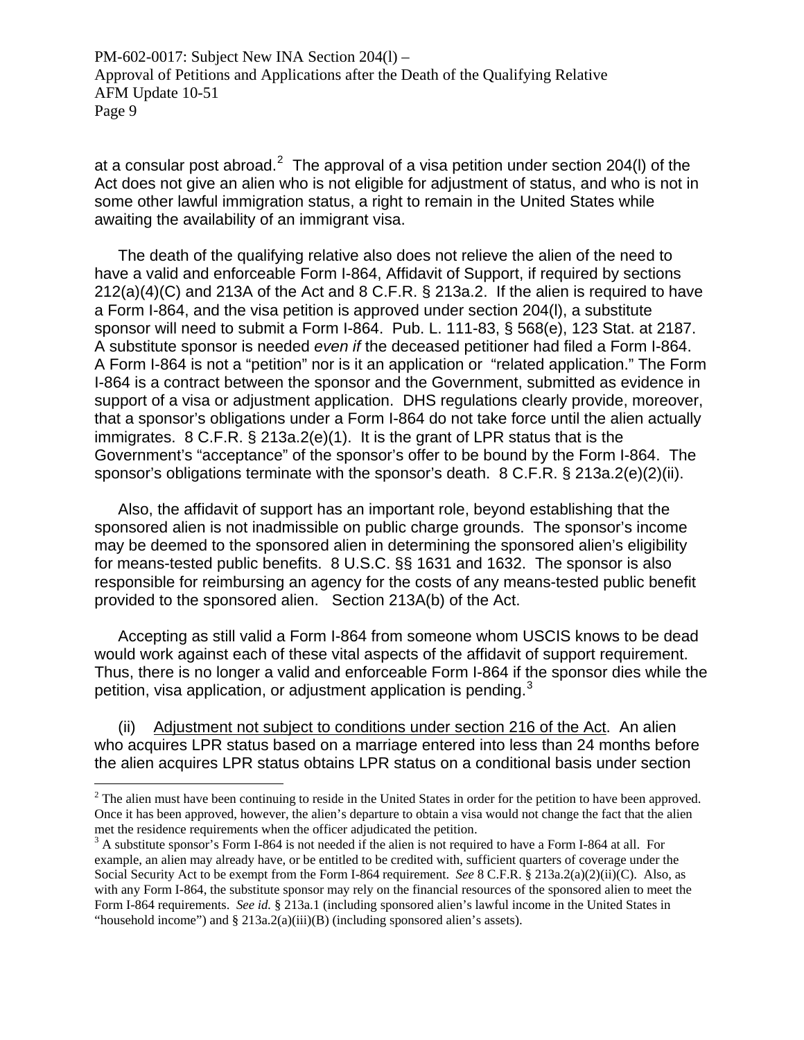at a consular post abroad.[2] The approval of a visa petition under section 204(l) of the Act does not give an alien who is not eligible for adjustment of status, and who is not in some other lawful immigration status, a right to remain in the United States while awaiting the availability of an immigrant visa.

The death of the qualifying relative also does not relieve the alien of the need to have a valid and enforceable Form I-864, Affidavit of Support, if required by sections 212(a)(4)(C) and 213A of the Act and 8 C.F.R. § 213a.2. If the alien is required to have a Form I-864, and the visa petition is approved under section 204(l), a substitute sponsor will need to submit a Form I-864. Pub. L. 111-83, § 568(e), 123 Stat. at 2187. A substitute sponsor is needed *even if* the deceased petitioner had filed a Form I-864. A Form I-864 is not a "petition" nor is it an application or "related application." The Form I-864 is a contract between the sponsor and the Government, submitted as evidence in support of a visa or adjustment application. DHS regulations clearly provide, moreover, that a sponsor's obligations under a Form I-864 do not take force until the alien actually immigrates. 8 C.F.R. § 213a.2(e)(1). It is the grant of LPR status that is the Government's "acceptance" of the sponsor's offer to be bound by the Form I-864. The sponsor's obligations terminate with the sponsor's death. 8 C.F.R. § 213a.2(e)(2)(ii).

Also, the affidavit of support has an important role, beyond establishing that the sponsored alien is not inadmissible on public charge grounds. The sponsor's income may be deemed to the sponsored alien in determining the sponsored alien's eligibility for means-tested public benefits. 8 U.S.C. §§ 1631 and 1632. The sponsor is also responsible for reimbursing an agency for the costs of any means-tested public benefit provided to the sponsored alien. Section 213A(b) of the Act.

Accepting as still valid a Form I-864 from someone whom USCIS knows to be dead would work against each of these vital aspects of the affidavit of support requirement. Thus, there is no longer a valid and enforceable Form I-864 if the sponsor dies while the petition, visa application, or adjustment application is pending.[3]

(ii) <u>Adjustment not subject to conditions under section 216 of the Act</u>. An alien who acquires LPR status based on a marriage entered into less than 24 months before the alien acquires LPR status obtains LPR status on a conditional basis under section

---

[2] The alien must have been continuing to reside in the United States in order for the petition to have been approved. Once it has been approved, however, the alien's departure to obtain a visa would not change the fact that the alien met the residence requirements when the officer adjudicated the petition.

[3] A substitute sponsor's Form I-864 is not needed if the alien is not required to have a Form I-864 at all. For example, an alien may already have, or be entitled to be credited with, sufficient quarters of coverage under the Social Security Act to be exempt from the Form I-864 requirement. *See* 8 C.F.R. § 213a.2(a)(2)(ii)(C). Also, as with any Form I-864, the substitute sponsor may rely on the financial resources of the sponsored alien to meet the Form I-864 requirements. *See id.* § 213a.1 (including sponsored alien's lawful income in the United States in "household income") and § 213a.2(a)(iii)(B) (including sponsored alien's assets).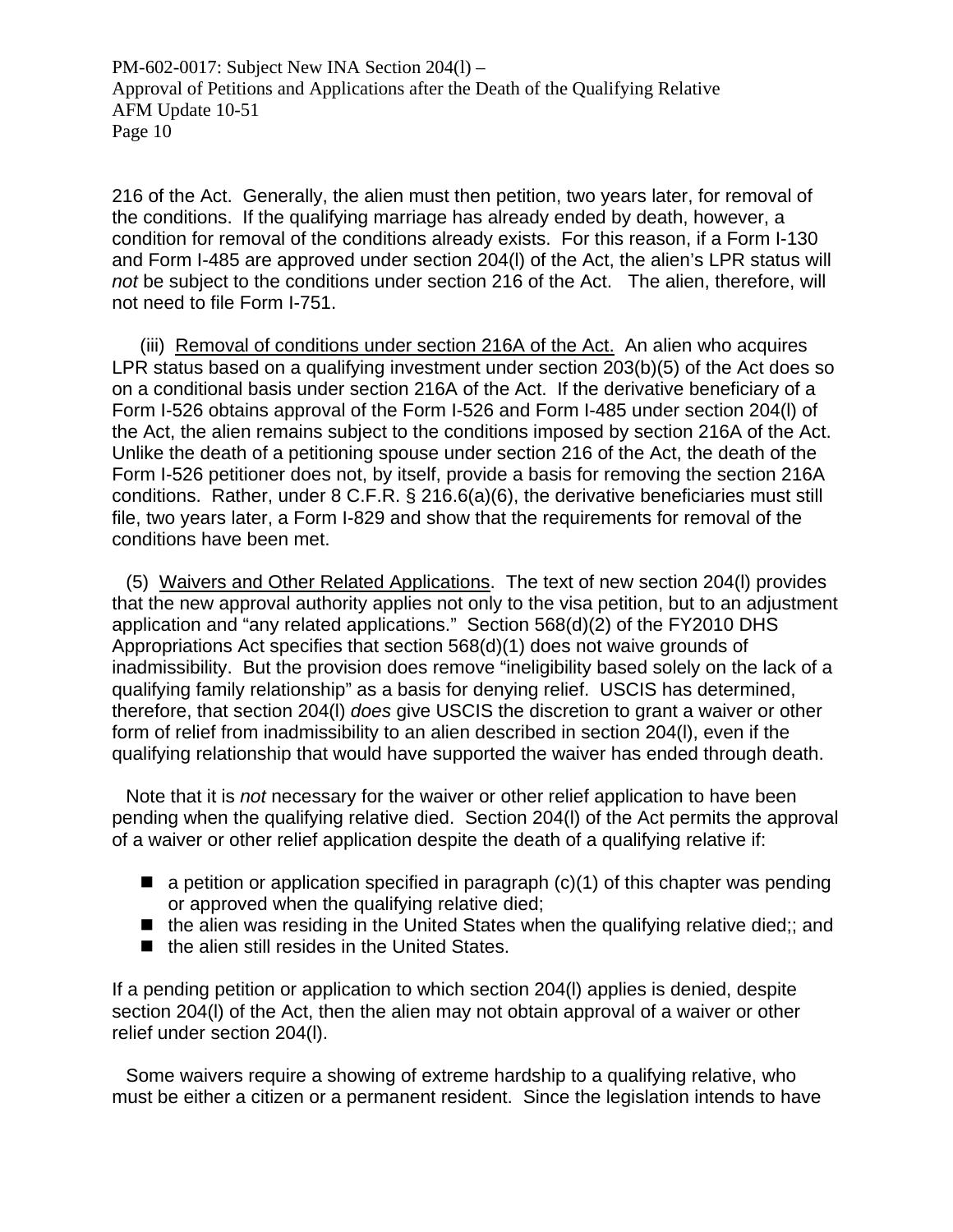216 of the Act. Generally, the alien must then petition, two years later, for removal of the conditions. If the qualifying marriage has already ended by death, however, a condition for removal of the conditions already exists. For this reason, if a Form I-130 and Form I-485 are approved under section 204(l) of the Act, the alien's LPR status will *not* be subject to the conditions under section 216 of the Act. The alien, therefore, will not need to file Form I-751.

(iii) Removal of conditions under section 216A of the Act. An alien who acquires LPR status based on a qualifying investment under section 203(b)(5) of the Act does so on a conditional basis under section 216A of the Act. If the derivative beneficiary of a Form I-526 obtains approval of the Form I-526 and Form I-485 under section 204(l) of the Act, the alien remains subject to the conditions imposed by section 216A of the Act. Unlike the death of a petitioning spouse under section 216 of the Act, the death of the Form I-526 petitioner does not, by itself, provide a basis for removing the section 216A conditions. Rather, under 8 C.F.R. § 216.6(a)(6), the derivative beneficiaries must still file, two years later, a Form I-829 and show that the requirements for removal of the conditions have been met.

(5) Waivers and Other Related Applications. The text of new section 204(l) provides that the new approval authority applies not only to the visa petition, but to an adjustment application and "any related applications." Section 568(d)(2) of the FY2010 DHS Appropriations Act specifies that section 568(d)(1) does not waive grounds of inadmissibility. But the provision does remove "ineligibility based solely on the lack of a qualifying family relationship" as a basis for denying relief. USCIS has determined, therefore, that section 204(l) *does* give USCIS the discretion to grant a waiver or other form of relief from inadmissibility to an alien described in section 204(l), even if the qualifying relationship that would have supported the waiver has ended through death.

Note that it is *not* necessary for the waiver or other relief application to have been pending when the qualifying relative died. Section 204(l) of the Act permits the approval of a waiver or other relief application despite the death of a qualifying relative if:

- a petition or application specified in paragraph (c)(1) of this chapter was pending or approved when the qualifying relative died;
- the alien was residing in the United States when the qualifying relative died;; and
- the alien still resides in the United States.

If a pending petition or application to which section 204(l) applies is denied, despite section 204(l) of the Act, then the alien may not obtain approval of a waiver or other relief under section 204(l).

Some waivers require a showing of extreme hardship to a qualifying relative, who must be either a citizen or a permanent resident. Since the legislation intends to have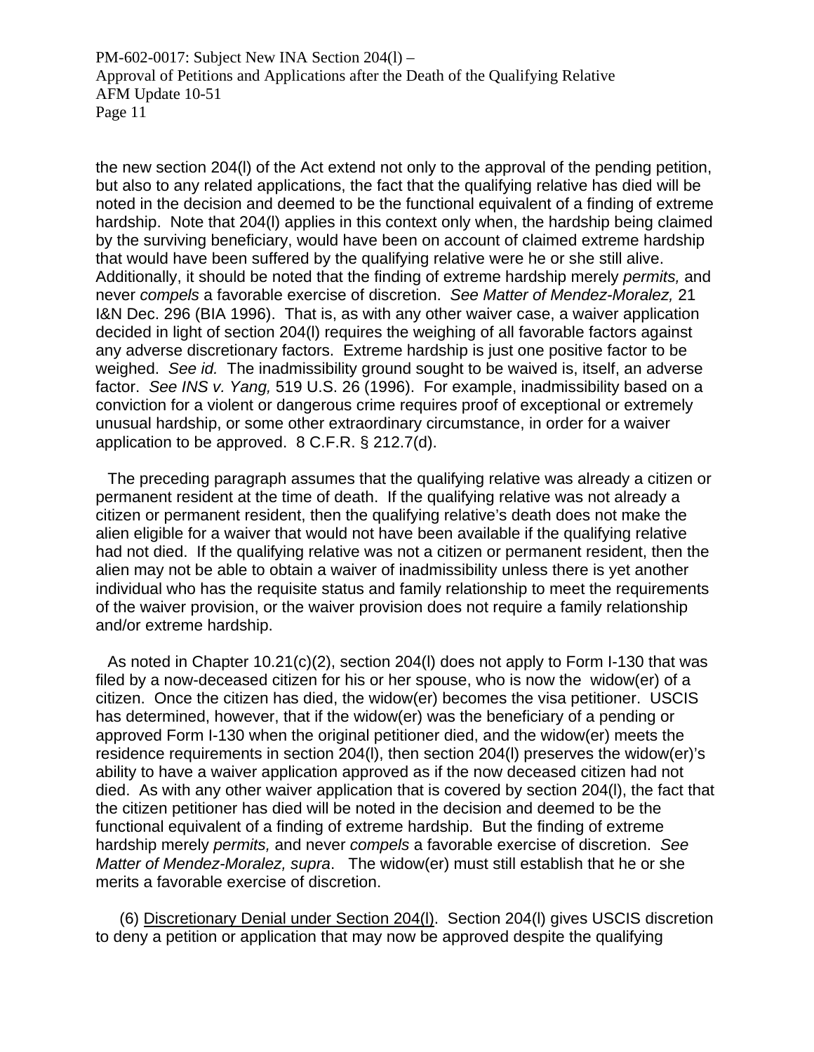the new section 204(l) of the Act extend not only to the approval of the pending petition, but also to any related applications, the fact that the qualifying relative has died will be noted in the decision and deemed to be the functional equivalent of a finding of extreme hardship. Note that 204(l) applies in this context only when, the hardship being claimed by the surviving beneficiary, would have been on account of claimed extreme hardship that would have been suffered by the qualifying relative were he or she still alive. Additionally, it should be noted that the finding of extreme hardship merely *permits,* and never *compels* a favorable exercise of discretion. *See Matter of Mendez-Moralez,* 21 I&N Dec. 296 (BIA 1996). That is, as with any other waiver case, a waiver application decided in light of section 204(l) requires the weighing of all favorable factors against any adverse discretionary factors. Extreme hardship is just one positive factor to be weighed. *See id.* The inadmissibility ground sought to be waived is, itself, an adverse factor. *See INS v. Yang,* 519 U.S. 26 (1996). For example, inadmissibility based on a conviction for a violent or dangerous crime requires proof of exceptional or extremely unusual hardship, or some other extraordinary circumstance, in order for a waiver application to be approved. 8 C.F.R. § 212.7(d).

The preceding paragraph assumes that the qualifying relative was already a citizen or permanent resident at the time of death. If the qualifying relative was not already a citizen or permanent resident, then the qualifying relative's death does not make the alien eligible for a waiver that would not have been available if the qualifying relative had not died. If the qualifying relative was not a citizen or permanent resident, then the alien may not be able to obtain a waiver of inadmissibility unless there is yet another individual who has the requisite status and family relationship to meet the requirements of the waiver provision, or the waiver provision does not require a family relationship and/or extreme hardship.

As noted in Chapter 10.21(c)(2), section 204(l) does not apply to Form I-130 that was filed by a now-deceased citizen for his or her spouse, who is now the widow(er) of a citizen. Once the citizen has died, the widow(er) becomes the visa petitioner. USCIS has determined, however, that if the widow(er) was the beneficiary of a pending or approved Form I-130 when the original petitioner died, and the widow(er) meets the residence requirements in section 204(l), then section 204(l) preserves the widow(er)'s ability to have a waiver application approved as if the now deceased citizen had not died. As with any other waiver application that is covered by section 204(l), the fact that the citizen petitioner has died will be noted in the decision and deemed to be the functional equivalent of a finding of extreme hardship. But the finding of extreme hardship merely *permits,* and never *compels* a favorable exercise of discretion. *See Matter of Mendez-Moralez, supra*. The widow(er) must still establish that he or she merits a favorable exercise of discretion.

(6) Discretionary Denial under Section 204(l). Section 204(l) gives USCIS discretion to deny a petition or application that may now be approved despite the qualifying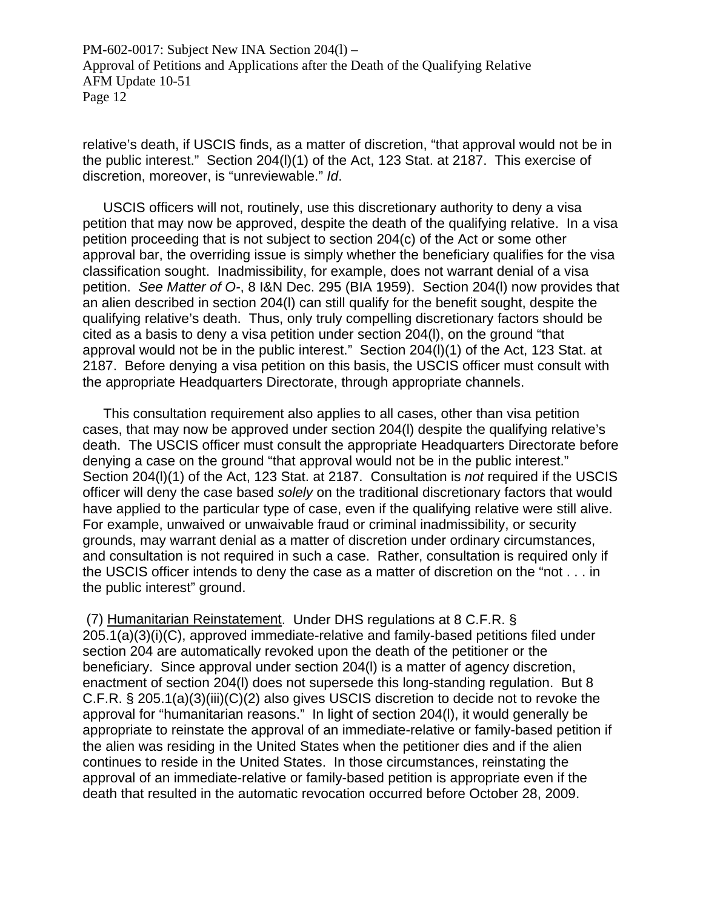relative's death, if USCIS finds, as a matter of discretion, "that approval would not be in the public interest." Section 204(l)(1) of the Act, 123 Stat. at 2187. This exercise of discretion, moreover, is "unreviewable." *Id*.

USCIS officers will not, routinely, use this discretionary authority to deny a visa petition that may now be approved, despite the death of the qualifying relative. In a visa petition proceeding that is not subject to section 204(c) of the Act or some other approval bar, the overriding issue is simply whether the beneficiary qualifies for the visa classification sought. Inadmissibility, for example, does not warrant denial of a visa petition. *See Matter of O-*, 8 I&N Dec. 295 (BIA 1959). Section 204(l) now provides that an alien described in section 204(l) can still qualify for the benefit sought, despite the qualifying relative's death. Thus, only truly compelling discretionary factors should be cited as a basis to deny a visa petition under section 204(l), on the ground "that approval would not be in the public interest." Section 204(l)(1) of the Act, 123 Stat. at 2187. Before denying a visa petition on this basis, the USCIS officer must consult with the appropriate Headquarters Directorate, through appropriate channels.

This consultation requirement also applies to all cases, other than visa petition cases, that may now be approved under section 204(l) despite the qualifying relative's death. The USCIS officer must consult the appropriate Headquarters Directorate before denying a case on the ground "that approval would not be in the public interest." Section 204(l)(1) of the Act, 123 Stat. at 2187. Consultation is *not* required if the USCIS officer will deny the case based *solely* on the traditional discretionary factors that would have applied to the particular type of case, even if the qualifying relative were still alive. For example, unwaived or unwaivable fraud or criminal inadmissibility, or security grounds, may warrant denial as a matter of discretion under ordinary circumstances, and consultation is not required in such a case. Rather, consultation is required only if the USCIS officer intends to deny the case as a matter of discretion on the "not . . . in the public interest" ground.

(7) Humanitarian Reinstatement. Under DHS regulations at 8 C.F.R. § 205.1(a)(3)(i)(C), approved immediate-relative and family-based petitions filed under section 204 are automatically revoked upon the death of the petitioner or the beneficiary. Since approval under section 204(l) is a matter of agency discretion, enactment of section 204(l) does not supersede this long-standing regulation. But 8 C.F.R. § 205.1(a)(3)(iii)(C)(2) also gives USCIS discretion to decide not to revoke the approval for "humanitarian reasons." In light of section 204(l), it would generally be appropriate to reinstate the approval of an immediate-relative or family-based petition if the alien was residing in the United States when the petitioner dies and if the alien continues to reside in the United States. In those circumstances, reinstating the approval of an immediate-relative or family-based petition is appropriate even if the death that resulted in the automatic revocation occurred before October 28, 2009.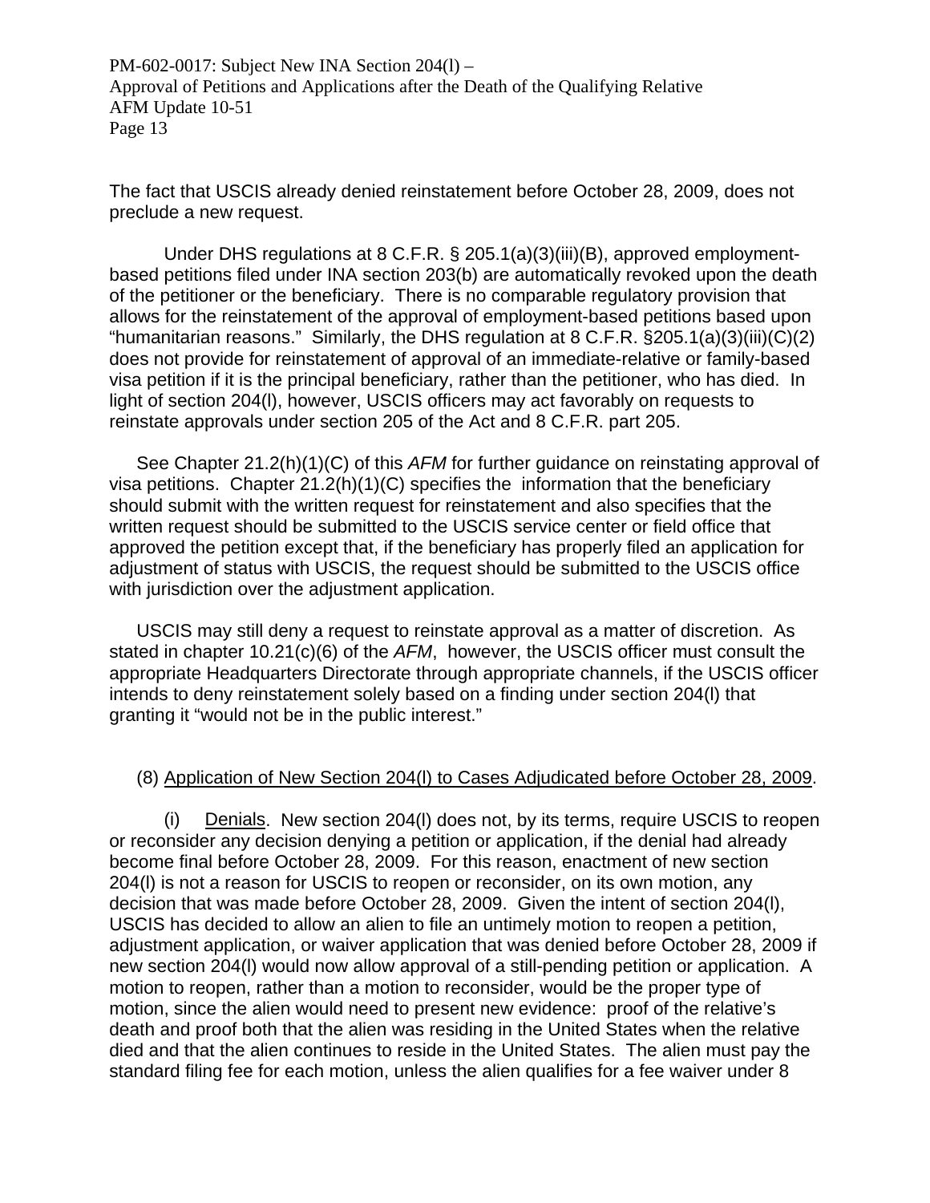The fact that USCIS already denied reinstatement before October 28, 2009, does not preclude a new request.

Under DHS regulations at 8 C.F.R. § 205.1(a)(3)(iii)(B), approved employment-based petitions filed under INA section 203(b) are automatically revoked upon the death of the petitioner or the beneficiary. There is no comparable regulatory provision that allows for the reinstatement of the approval of employment-based petitions based upon "humanitarian reasons." Similarly, the DHS regulation at 8 C.F.R. §205.1(a)(3)(iii)(C)(2) does not provide for reinstatement of approval of an immediate-relative or family-based visa petition if it is the principal beneficiary, rather than the petitioner, who has died. In light of section 204(l), however, USCIS officers may act favorably on requests to reinstate approvals under section 205 of the Act and 8 C.F.R. part 205.

See Chapter 21.2(h)(1)(C) of this *AFM* for further guidance on reinstating approval of visa petitions. Chapter 21.2(h)(1)(C) specifies the information that the beneficiary should submit with the written request for reinstatement and also specifies that the written request should be submitted to the USCIS service center or field office that approved the petition except that, if the beneficiary has properly filed an application for adjustment of status with USCIS, the request should be submitted to the USCIS office with jurisdiction over the adjustment application.

USCIS may still deny a request to reinstate approval as a matter of discretion. As stated in chapter 10.21(c)(6) of the *AFM*, however, the USCIS officer must consult the appropriate Headquarters Directorate through appropriate channels, if the USCIS officer intends to deny reinstatement solely based on a finding under section 204(l) that granting it "would not be in the public interest."

(8) Application of New Section 204(l) to Cases Adjudicated before October 28, 2009.

(i) Denials. New section 204(l) does not, by its terms, require USCIS to reopen or reconsider any decision denying a petition or application, if the denial had already become final before October 28, 2009. For this reason, enactment of new section 204(l) is not a reason for USCIS to reopen or reconsider, on its own motion, any decision that was made before October 28, 2009. Given the intent of section 204(l), USCIS has decided to allow an alien to file an untimely motion to reopen a petition, adjustment application, or waiver application that was denied before October 28, 2009 if new section 204(l) would now allow approval of a still-pending petition or application. A motion to reopen, rather than a motion to reconsider, would be the proper type of motion, since the alien would need to present new evidence: proof of the relative's death and proof both that the alien was residing in the United States when the relative died and that the alien continues to reside in the United States. The alien must pay the standard filing fee for each motion, unless the alien qualifies for a fee waiver under 8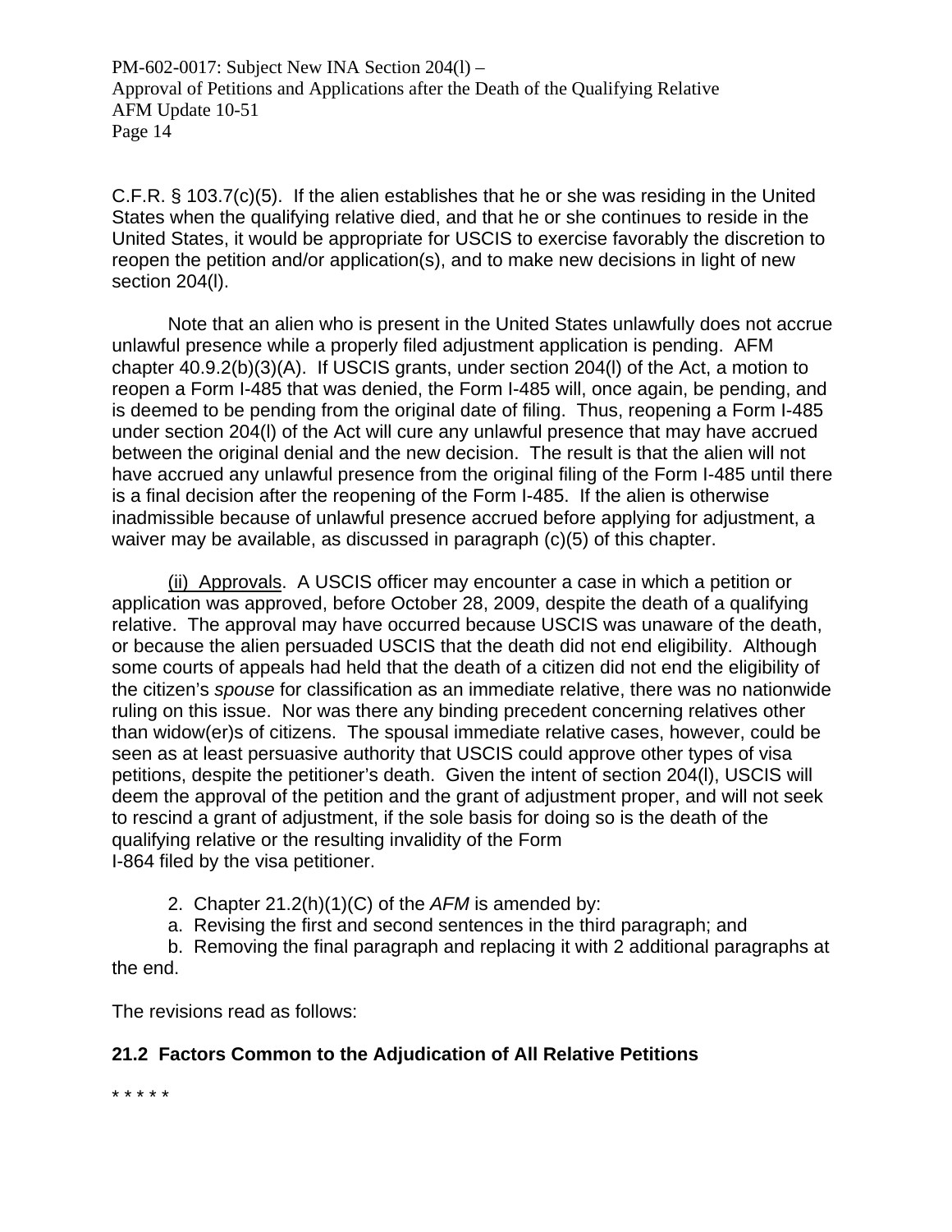C.F.R. § 103.7(c)(5). If the alien establishes that he or she was residing in the United States when the qualifying relative died, and that he or she continues to reside in the United States, it would be appropriate for USCIS to exercise favorably the discretion to reopen the petition and/or application(s), and to make new decisions in light of new section 204(l).

Note that an alien who is present in the United States unlawfully does not accrue unlawful presence while a properly filed adjustment application is pending. AFM chapter 40.9.2(b)(3)(A). If USCIS grants, under section 204(l) of the Act, a motion to reopen a Form I-485 that was denied, the Form I-485 will, once again, be pending, and is deemed to be pending from the original date of filing. Thus, reopening a Form I-485 under section 204(l) of the Act will cure any unlawful presence that may have accrued between the original denial and the new decision. The result is that the alien will not have accrued any unlawful presence from the original filing of the Form I-485 until there is a final decision after the reopening of the Form I-485. If the alien is otherwise inadmissible because of unlawful presence accrued before applying for adjustment, a waiver may be available, as discussed in paragraph (c)(5) of this chapter.

(ii) Approvals. A USCIS officer may encounter a case in which a petition or application was approved, before October 28, 2009, despite the death of a qualifying relative. The approval may have occurred because USCIS was unaware of the death, or because the alien persuaded USCIS that the death did not end eligibility. Although some courts of appeals had held that the death of a citizen did not end the eligibility of the citizen's *spouse* for classification as an immediate relative, there was no nationwide ruling on this issue. Nor was there any binding precedent concerning relatives other than widow(er)s of citizens. The spousal immediate relative cases, however, could be seen as at least persuasive authority that USCIS could approve other types of visa petitions, despite the petitioner's death. Given the intent of section 204(l), USCIS will deem the approval of the petition and the grant of adjustment proper, and will not seek to rescind a grant of adjustment, if the sole basis for doing so is the death of the qualifying relative or the resulting invalidity of the Form I-864 filed by the visa petitioner.

2. Chapter 21.2(h)(1)(C) of the *AFM* is amended by:

a. Revising the first and second sentences in the third paragraph; and

b. Removing the final paragraph and replacing it with 2 additional paragraphs at the end.

The revisions read as follows:

**21.2 Factors Common to the Adjudication of All Relative Petitions**

* * * * *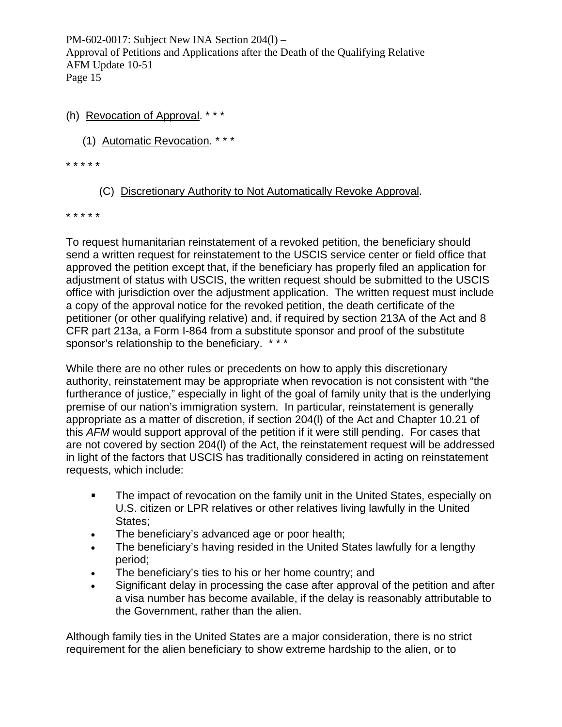(h) Revocation of Approval. * * *

(1) Automatic Revocation. * * *

* * * * *

(C) Discretionary Authority to Not Automatically Revoke Approval.

* * * * *

To request humanitarian reinstatement of a revoked petition, the beneficiary should send a written request for reinstatement to the USCIS service center or field office that approved the petition except that, if the beneficiary has properly filed an application for adjustment of status with USCIS, the written request should be submitted to the USCIS office with jurisdiction over the adjustment application. The written request must include a copy of the approval notice for the revoked petition, the death certificate of the petitioner (or other qualifying relative) and, if required by section 213A of the Act and 8 CFR part 213a, a Form I-864 from a substitute sponsor and proof of the substitute sponsor's relationship to the beneficiary. * * *

While there are no other rules or precedents on how to apply this discretionary authority, reinstatement may be appropriate when revocation is not consistent with "the furtherance of justice," especially in light of the goal of family unity that is the underlying premise of our nation's immigration system. In particular, reinstatement is generally appropriate as a matter of discretion, if section 204(l) of the Act and Chapter 10.21 of this *AFM* would support approval of the petition if it were still pending. For cases that are not covered by section 204(l) of the Act, the reinstatement request will be addressed in light of the factors that USCIS has traditionally considered in acting on reinstatement requests, which include:

- The impact of revocation on the family unit in the United States, especially on U.S. citizen or LPR relatives or other relatives living lawfully in the United States;
- The beneficiary's advanced age or poor health;
- The beneficiary's having resided in the United States lawfully for a lengthy period;
- The beneficiary's ties to his or her home country; and
- Significant delay in processing the case after approval of the petition and after a visa number has become available, if the delay is reasonably attributable to the Government, rather than the alien.

Although family ties in the United States are a major consideration, there is no strict requirement for the alien beneficiary to show extreme hardship to the alien, or to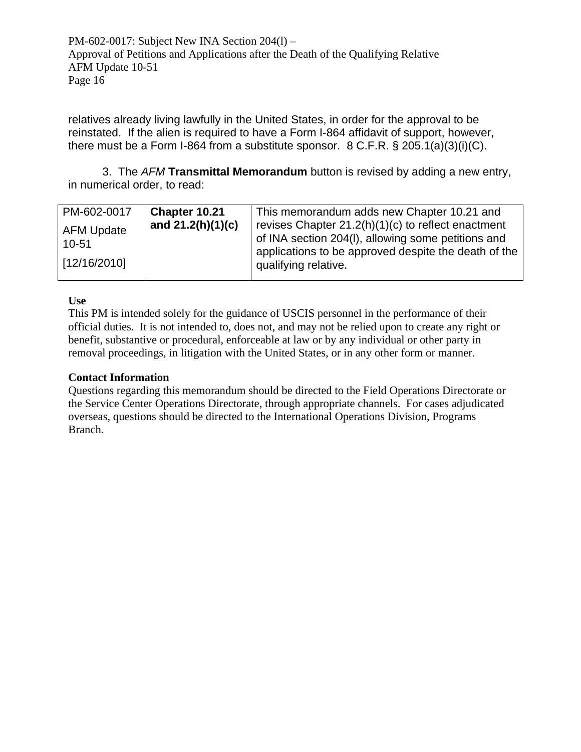relatives already living lawfully in the United States, in order for the approval to be reinstated. If the alien is required to have a Form I-864 affidavit of support, however, there must be a Form I-864 from a substitute sponsor. 8 C.F.R. § 205.1(a)(3)(i)(C).

3. The *AFM* **Transmittal Memorandum** button is revised by adding a new entry, in numerical order, to read:

| | | |
|---|---|---|
| PM-602-0017<br>AFM Update 10-51<br>[12/16/2010] | **Chapter 10.21 and 21.2(h)(1)(c)** | This memorandum adds new Chapter 10.21 and revises Chapter 21.2(h)(1)(c) to reflect enactment of INA section 204(l), allowing some petitions and applications to be approved despite the death of the qualifying relative. |

**Use**

This PM is intended solely for the guidance of USCIS personnel in the performance of their official duties. It is not intended to, does not, and may not be relied upon to create any right or benefit, substantive or procedural, enforceable at law or by any individual or other party in removal proceedings, in litigation with the United States, or in any other form or manner.

**Contact Information**

Questions regarding this memorandum should be directed to the Field Operations Directorate or the Service Center Operations Directorate, through appropriate channels. For cases adjudicated overseas, questions should be directed to the International Operations Division, Programs Branch.